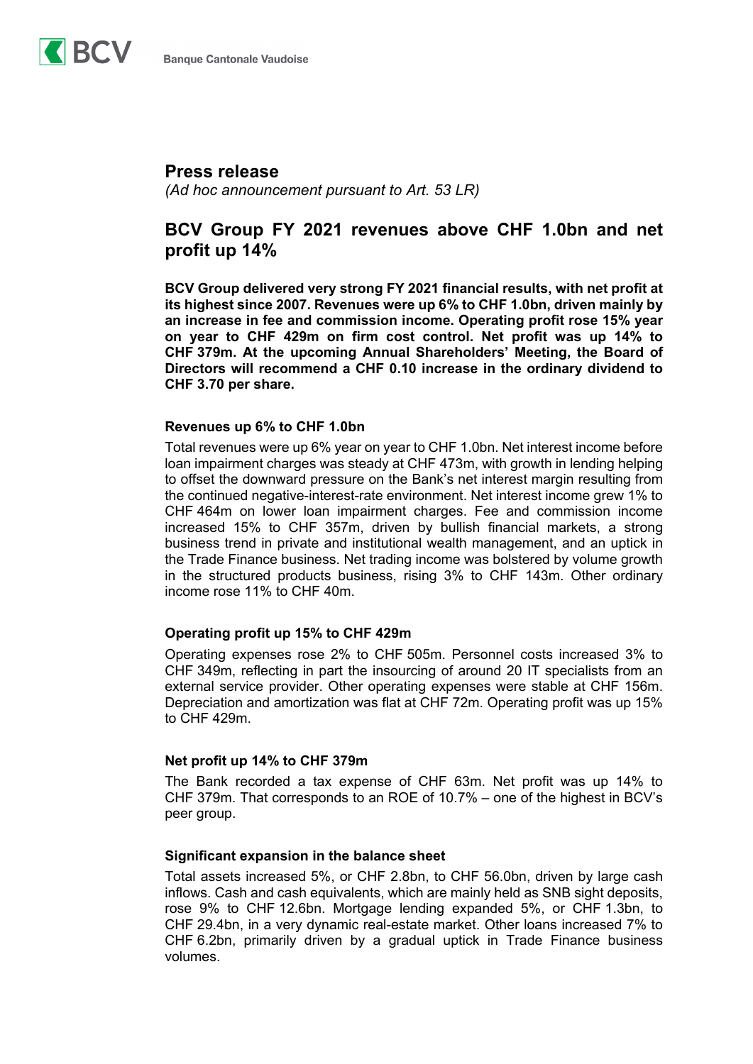BCV Banque Cantonale Vaudoise

## Press release

*(Ad hoc announcement pursuant to Art. 53 LR)*

# BCV Group FY 2021 revenues above CHF 1.0bn and net profit up 14%

**BCV Group delivered very strong FY 2021 financial results, with net profit at its highest since 2007. Revenues were up 6% to CHF 1.0bn, driven mainly by an increase in fee and commission income. Operating profit rose 15% year on year to CHF 429m on firm cost control. Net profit was up 14% to CHF 379m. At the upcoming Annual Shareholders' Meeting, the Board of Directors will recommend a CHF 0.10 increase in the ordinary dividend to CHF 3.70 per share.**

### Revenues up 6% to CHF 1.0bn

Total revenues were up 6% year on year to CHF 1.0bn. Net interest income before loan impairment charges was steady at CHF 473m, with growth in lending helping to offset the downward pressure on the Bank's net interest margin resulting from the continued negative-interest-rate environment. Net interest income grew 1% to CHF 464m on lower loan impairment charges. Fee and commission income increased 15% to CHF 357m, driven by bullish financial markets, a strong business trend in private and institutional wealth management, and an uptick in the Trade Finance business. Net trading income was bolstered by volume growth in the structured products business, rising 3% to CHF 143m. Other ordinary income rose 11% to CHF 40m.

### Operating profit up 15% to CHF 429m

Operating expenses rose 2% to CHF 505m. Personnel costs increased 3% to CHF 349m, reflecting in part the insourcing of around 20 IT specialists from an external service provider. Other operating expenses were stable at CHF 156m. Depreciation and amortization was flat at CHF 72m. Operating profit was up 15% to CHF 429m.

### Net profit up 14% to CHF 379m

The Bank recorded a tax expense of CHF 63m. Net profit was up 14% to CHF 379m. That corresponds to an ROE of 10.7% – one of the highest in BCV's peer group.

### Significant expansion in the balance sheet

Total assets increased 5%, or CHF 2.8bn, to CHF 56.0bn, driven by large cash inflows. Cash and cash equivalents, which are mainly held as SNB sight deposits, rose 9% to CHF 12.6bn. Mortgage lending expanded 5%, or CHF 1.3bn, to CHF 29.4bn, in a very dynamic real-estate market. Other loans increased 7% to CHF 6.2bn, primarily driven by a gradual uptick in Trade Finance business volumes.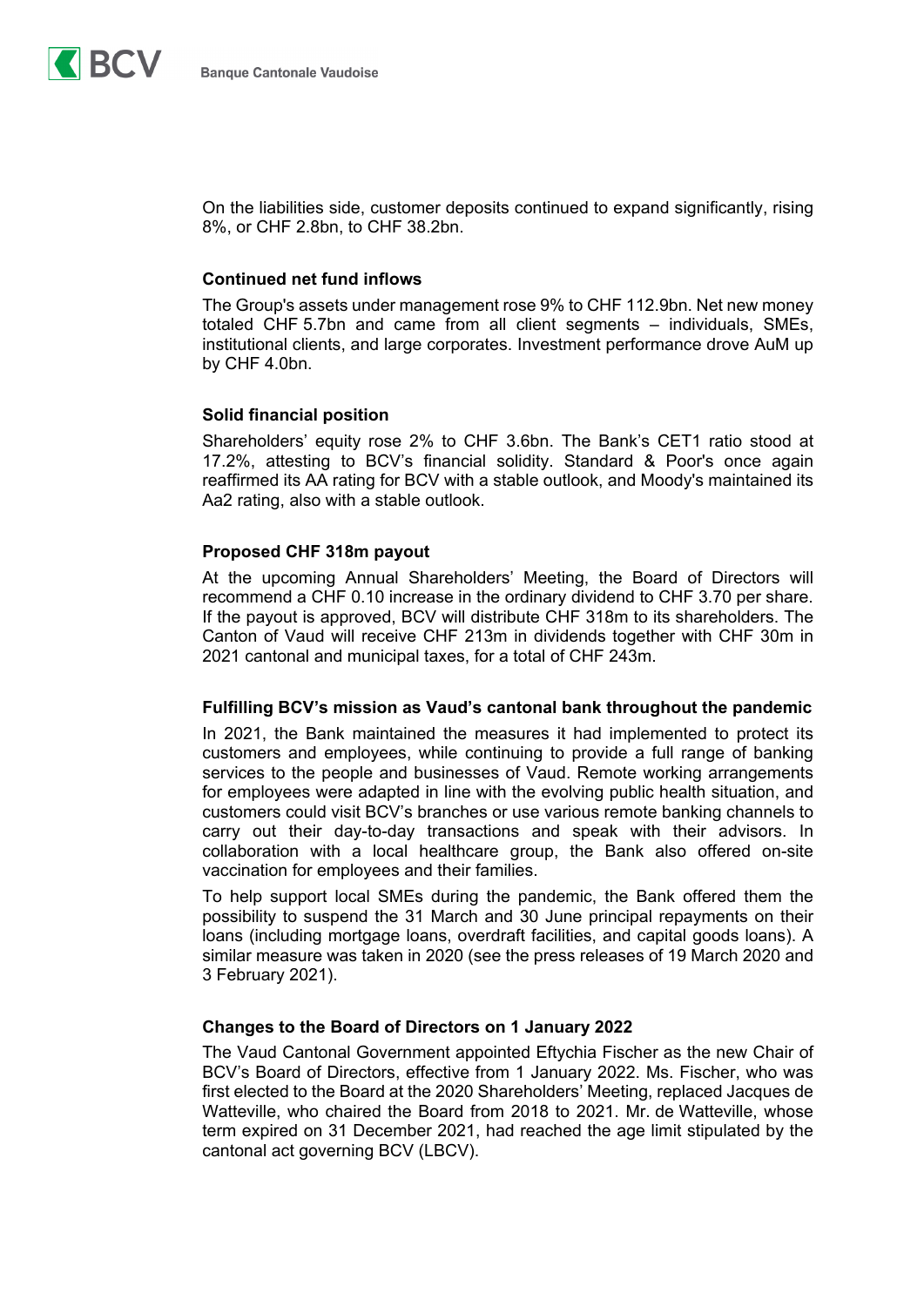On the liabilities side, customer deposits continued to expand significantly, rising 8%, or CHF 2.8bn, to CHF 38.2bn.

### Continued net fund inflows

The Group's assets under management rose 9% to CHF 112.9bn. Net new money totaled CHF 5.7bn and came from all client segments – individuals, SMEs, institutional clients, and large corporates. Investment performance drove AuM up by CHF 4.0bn.

### Solid financial position

Shareholders' equity rose 2% to CHF 3.6bn. The Bank's CET1 ratio stood at 17.2%, attesting to BCV's financial solidity. Standard & Poor's once again reaffirmed its AA rating for BCV with a stable outlook, and Moody's maintained its Aa2 rating, also with a stable outlook.

### Proposed CHF 318m payout

At the upcoming Annual Shareholders' Meeting, the Board of Directors will recommend a CHF 0.10 increase in the ordinary dividend to CHF 3.70 per share. If the payout is approved, BCV will distribute CHF 318m to its shareholders. The Canton of Vaud will receive CHF 213m in dividends together with CHF 30m in 2021 cantonal and municipal taxes, for a total of CHF 243m.

### Fulfilling BCV's mission as Vaud's cantonal bank throughout the pandemic

In 2021, the Bank maintained the measures it had implemented to protect its customers and employees, while continuing to provide a full range of banking services to the people and businesses of Vaud. Remote working arrangements for employees were adapted in line with the evolving public health situation, and customers could visit BCV's branches or use various remote banking channels to carry out their day-to-day transactions and speak with their advisors. In collaboration with a local healthcare group, the Bank also offered on-site vaccination for employees and their families.

To help support local SMEs during the pandemic, the Bank offered them the possibility to suspend the 31 March and 30 June principal repayments on their loans (including mortgage loans, overdraft facilities, and capital goods loans). A similar measure was taken in 2020 (see the press releases of 19 March 2020 and 3 February 2021).

### Changes to the Board of Directors on 1 January 2022

The Vaud Cantonal Government appointed Eftychia Fischer as the new Chair of BCV's Board of Directors, effective from 1 January 2022. Ms. Fischer, who was first elected to the Board at the 2020 Shareholders' Meeting, replaced Jacques de Watteville, who chaired the Board from 2018 to 2021. Mr. de Watteville, whose term expired on 31 December 2021, had reached the age limit stipulated by the cantonal act governing BCV (LBCV).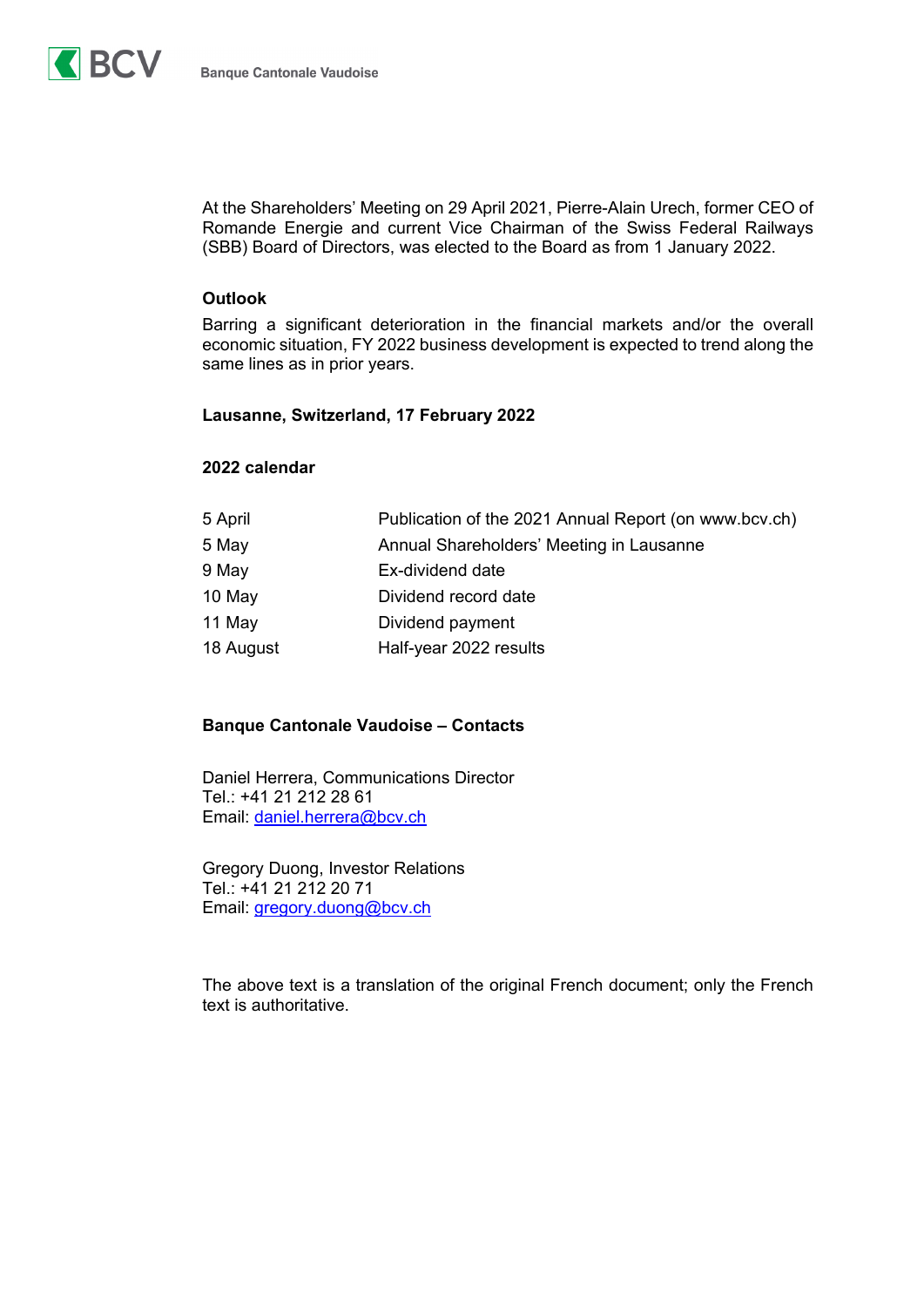At the Shareholders' Meeting on 29 April 2021, Pierre-Alain Urech, former CEO of Romande Energie and current Vice Chairman of the Swiss Federal Railways (SBB) Board of Directors, was elected to the Board as from 1 January 2022.

**Outlook**

Barring a significant deterioration in the financial markets and/or the overall economic situation, FY 2022 business development is expected to trend along the same lines as in prior years.

**Lausanne, Switzerland, 17 February 2022**

**2022 calendar**

| | |
|---|---|
| 5 April | Publication of the 2021 Annual Report (on www.bcv.ch) |
| 5 May | Annual Shareholders' Meeting in Lausanne |
| 9 May | Ex-dividend date |
| 10 May | Dividend record date |
| 11 May | Dividend payment |
| 18 August | Half-year 2022 results |

**Banque Cantonale Vaudoise – Contacts**

Daniel Herrera, Communications Director
Tel.: +41 21 212 28 61
Email: daniel.herrera@bcv.ch

Gregory Duong, Investor Relations
Tel.: +41 21 212 20 71
Email: gregory.duong@bcv.ch

The above text is a translation of the original French document; only the French text is authoritative.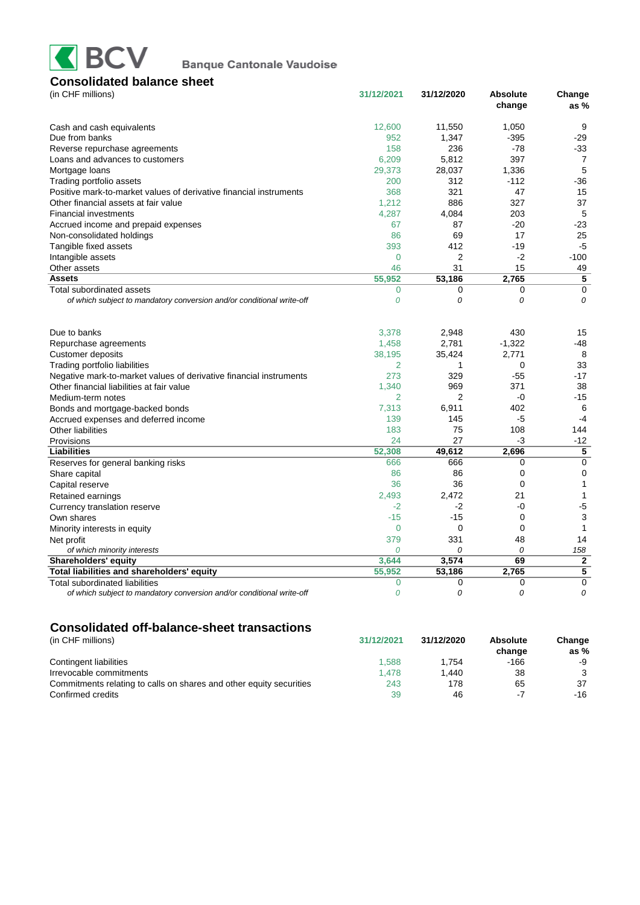BCV Banque Cantonale Vaudoise

## Consolidated balance sheet

| (in CHF millions) | 31/12/2021 | 31/12/2020 | Absolute change | Change as % |
|---|---|---|---|---|
| Cash and cash equivalents | 12,600 | 11,550 | 1,050 | 9 |
| Due from banks | 952 | 1,347 | -395 | -29 |
| Reverse repurchase agreements | 158 | 236 | -78 | -33 |
| Loans and advances to customers | 6,209 | 5,812 | 397 | 7 |
| Mortgage loans | 29,373 | 28,037 | 1,336 | 5 |
| Trading portfolio assets | 200 | 312 | -112 | -36 |
| Positive mark-to-market values of derivative financial instruments | 368 | 321 | 47 | 15 |
| Other financial assets at fair value | 1,212 | 886 | 327 | 37 |
| Financial investments | 4,287 | 4,084 | 203 | 5 |
| Accrued income and prepaid expenses | 67 | 87 | -20 | -23 |
| Non-consolidated holdings | 86 | 69 | 17 | 25 |
| Tangible fixed assets | 393 | 412 | -19 | -5 |
| Intangible assets | 0 | 2 | -2 | -100 |
| Other assets | 46 | 31 | 15 | 49 |
| **Assets** | **55,952** | **53,186** | **2,765** | **5** |
| Total subordinated assets | 0 | 0 | 0 | 0 |
| *of which subject to mandatory conversion and/or conditional write-off* | *0* | *0* | *0* | *0* |
| | | | | |
| Due to banks | 3,378 | 2,948 | 430 | 15 |
| Repurchase agreements | 1,458 | 2,781 | -1,322 | -48 |
| Customer deposits | 38,195 | 35,424 | 2,771 | 8 |
| Trading portfolio liabilities | 2 | 1 | 0 | 33 |
| Negative mark-to-market values of derivative financial instruments | 273 | 329 | -55 | -17 |
| Other financial liabilities at fair value | 1,340 | 969 | 371 | 38 |
| Medium-term notes | 2 | 2 | -0 | -15 |
| Bonds and mortgage-backed bonds | 7,313 | 6,911 | 402 | 6 |
| Accrued expenses and deferred income | 139 | 145 | -5 | -4 |
| Other liabilities | 183 | 75 | 108 | 144 |
| Provisions | 24 | 27 | -3 | -12 |
| **Liabilities** | **52,308** | **49,612** | **2,696** | **5** |
| Reserves for general banking risks | 666 | 666 | 0 | 0 |
| Share capital | 86 | 86 | 0 | 0 |
| Capital reserve | 36 | 36 | 0 | 1 |
| Retained earnings | 2,493 | 2,472 | 21 | 1 |
| Currency translation reserve | -2 | -2 | -0 | -5 |
| Own shares | -15 | -15 | 0 | 3 |
| Minority interests in equity | 0 | 0 | 0 | 1 |
| Net profit | 379 | 331 | 48 | 14 |
| *of which minority interests* | *0* | *0* | *0* | *158* |
| **Shareholders' equity** | **3,644** | **3,574** | **69** | **2** |
| **Total liabilities and shareholders' equity** | **55,952** | **53,186** | **2,765** | **5** |
| Total subordinated liabilities | 0 | 0 | 0 | 0 |
| *of which subject to mandatory conversion and/or conditional write-off* | *0* | *0* | *0* | *0* |

## Consolidated off-balance-sheet transactions

| (in CHF millions) | 31/12/2021 | 31/12/2020 | Absolute change | Change as % |
|---|---|---|---|---|
| Contingent liabilities | 1,588 | 1,754 | -166 | -9 |
| Irrevocable commitments | 1,478 | 1,440 | 38 | 3 |
| Commitments relating to calls on shares and other equity securities | 243 | 178 | 65 | 37 |
| Confirmed credits | 39 | 46 | -7 | -16 |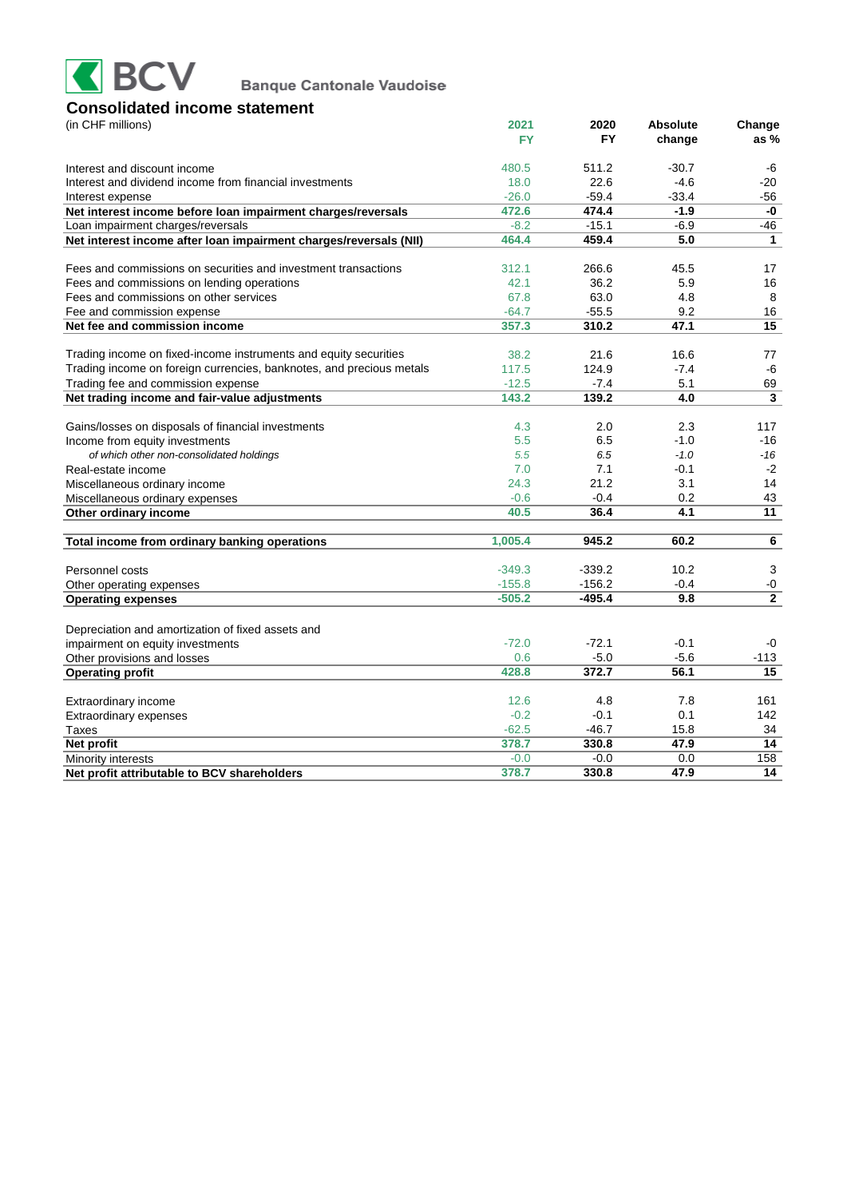BCV Banque Cantonale Vaudoise

## Consolidated income statement

| (in CHF millions) | 2021 FY | 2020 FY | Absolute change | Change as % |
|---|---|---|---|---|
| Interest and discount income | 480.5 | 511.2 | -30.7 | -6 |
| Interest and dividend income from financial investments | 18.0 | 22.6 | -4.6 | -20 |
| Interest expense | -26.0 | -59.4 | -33.4 | -56 |
| **Net interest income before loan impairment charges/reversals** | **472.6** | **474.4** | **-1.9** | **-0** |
| Loan impairment charges/reversals | -8.2 | -15.1 | -6.9 | -46 |
| **Net interest income after loan impairment charges/reversals (NII)** | **464.4** | **459.4** | **5.0** | **1** |
| | | | | |
| Fees and commissions on securities and investment transactions | 312.1 | 266.6 | 45.5 | 17 |
| Fees and commissions on lending operations | 42.1 | 36.2 | 5.9 | 16 |
| Fees and commissions on other services | 67.8 | 63.0 | 4.8 | 8 |
| Fee and commission expense | -64.7 | -55.5 | 9.2 | 16 |
| **Net fee and commission income** | **357.3** | **310.2** | **47.1** | **15** |
| | | | | |
| Trading income on fixed-income instruments and equity securities | 38.2 | 21.6 | 16.6 | 77 |
| Trading income on foreign currencies, banknotes, and precious metals | 117.5 | 124.9 | -7.4 | -6 |
| Trading fee and commission expense | -12.5 | -7.4 | 5.1 | 69 |
| **Net trading income and fair-value adjustments** | **143.2** | **139.2** | **4.0** | **3** |
| | | | | |
| Gains/losses on disposals of financial investments | 4.3 | 2.0 | 2.3 | 117 |
| Income from equity investments | 5.5 | 6.5 | -1.0 | -16 |
| *of which other non-consolidated holdings* | *5.5* | *6.5* | *-1.0* | *-16* |
| Real-estate income | 7.0 | 7.1 | -0.1 | -2 |
| Miscellaneous ordinary income | 24.3 | 21.2 | 3.1 | 14 |
| Miscellaneous ordinary expenses | -0.6 | -0.4 | 0.2 | 43 |
| **Other ordinary income** | **40.5** | **36.4** | **4.1** | **11** |
| | | | | |
| **Total income from ordinary banking operations** | **1,005.4** | **945.2** | **60.2** | **6** |
| | | | | |
| Personnel costs | -349.3 | -339.2 | 10.2 | 3 |
| Other operating expenses | -155.8 | -156.2 | -0.4 | -0 |
| **Operating expenses** | **-505.2** | **-495.4** | **9.8** | **2** |
| | | | | |
| Depreciation and amortization of fixed assets and impairment on equity investments | -72.0 | -72.1 | -0.1 | -0 |
| Other provisions and losses | 0.6 | -5.0 | -5.6 | -113 |
| **Operating profit** | **428.8** | **372.7** | **56.1** | **15** |
| | | | | |
| Extraordinary income | 12.6 | 4.8 | 7.8 | 161 |
| Extraordinary expenses | -0.2 | -0.1 | 0.1 | 142 |
| Taxes | -62.5 | -46.7 | 15.8 | 34 |
| **Net profit** | **378.7** | **330.8** | **47.9** | **14** |
| Minority interests | -0.0 | -0.0 | 0.0 | 158 |
| **Net profit attributable to BCV shareholders** | **378.7** | **330.8** | **47.9** | **14** |